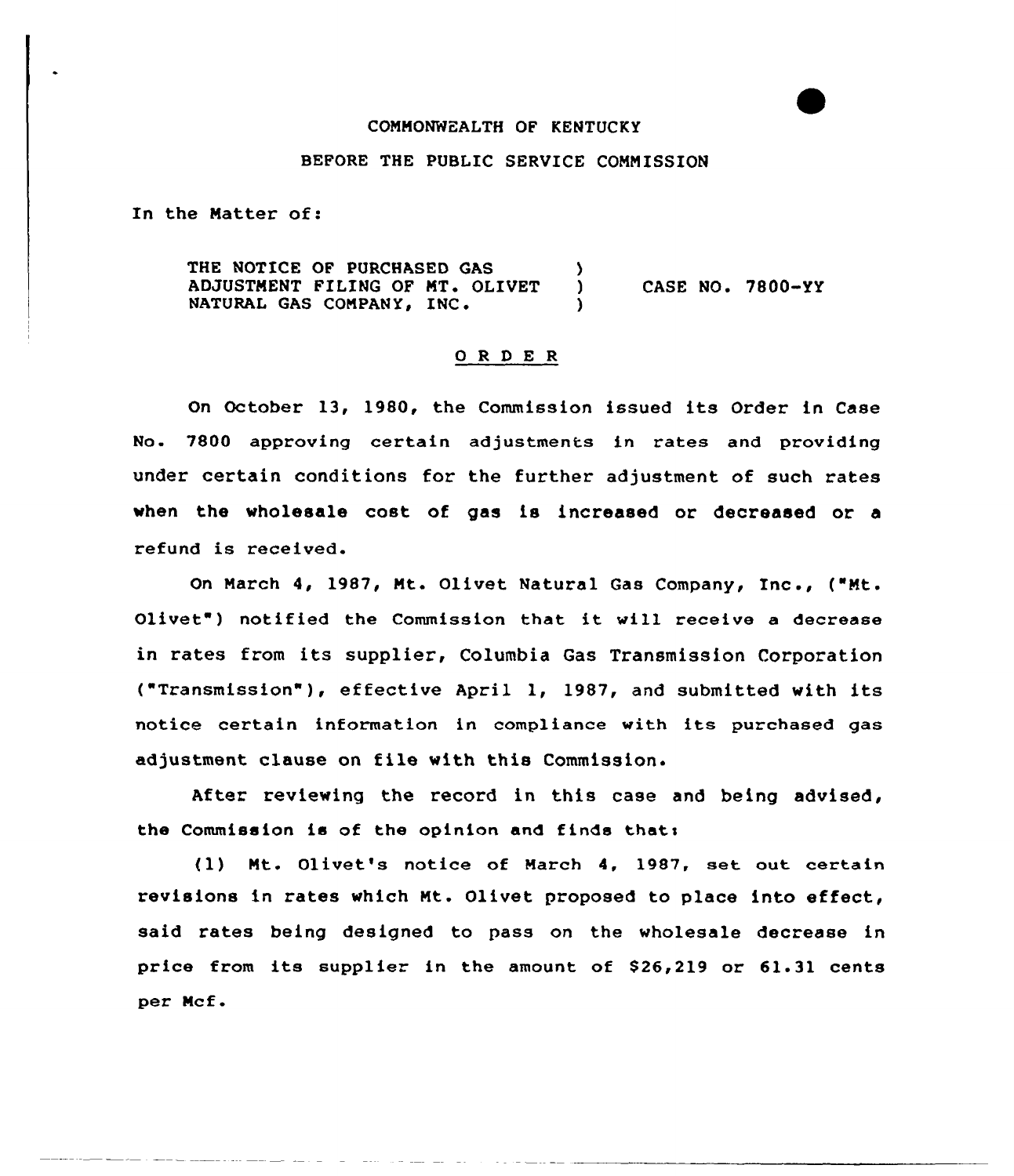COMMONWEALTH OF KENTUCKY

BEFORE THE PUBLIC SERVICE COMMISSION

In the Matter of:

THE NOTICE OF PURCHASED GAS ADJUSTMENT FILING OF MT. OLIVET NATURAL GAS COMPANY, INC. ) CASE NO. 7800-YY

## O R D E R

On October 13, 1980, the Commission issued its Order in Case No. 7800 approving certain adjustments in rates and providing under certain conditions for the further adjustment of such rates when the wholesale cost of gas is increased or decreased or a refund is received.

On March 4, 1987, Mt. Olivet Natural Gas Company, Inc., ("Mt. Olivet") notified the Commission that it will receive a decrease in rates from its supplier, Columbia Gas Transmission Corporation ("Transmission"), effective April 1, 1987, and submitted with its notice certain information in compliance with its purchased gas adjustment clause on file with this Commission.

After reviewing the record in this case and being advised, the Commission is of the opinion and finds that:

(1) Mt. Olivet's notice of March 4, 1987, set out certain revisions in rates which Mt. Olivet proposed to place into effect, said rates being designed to pass on the wholesale decrease in price from its supplier in the amount of $26,219 or 61.31 cents per Mcf.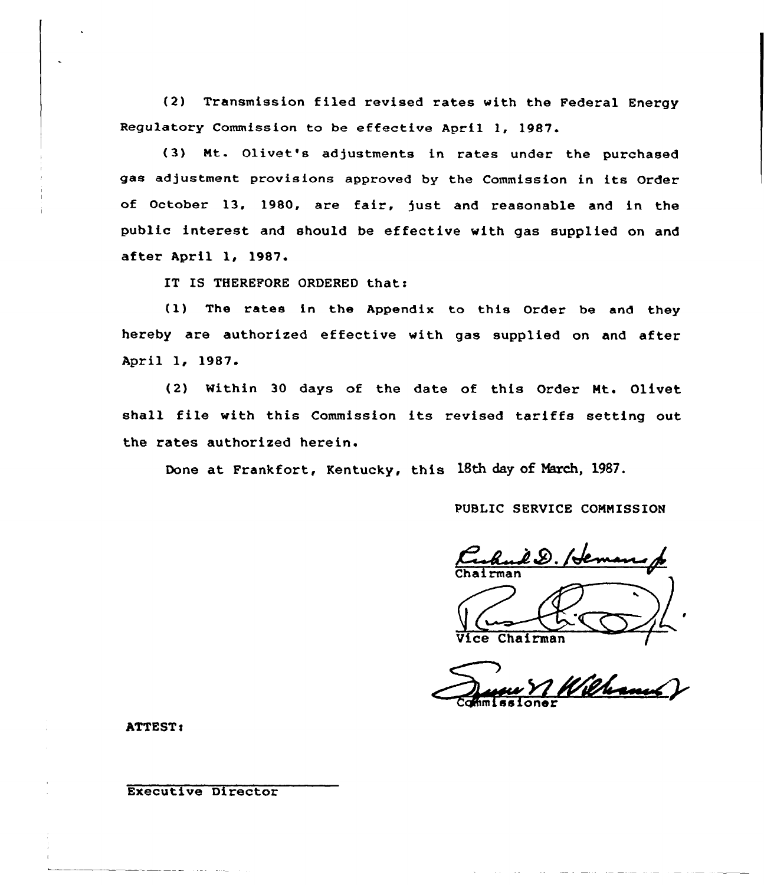(2) Transmission filed revised rates with the Federal Energy Regulatory Commission to be effective April 1, 1987.

(3) Mt. Olivet's adjustments in rates under the purchased gas adjustment provisions approved by the Commission in its Order of October 13, 1980, are fair, just and reasonable and in the public interest and should be effective with gas supplied on and after April 1, 1987.

IT IS THEREFORE ORDERED that:

(1) The rates in the Appendix to this Order be and they hereby are authorized effective with gas supplied on and after April 1, 1987.

(2) Within 30 days of the date of this Order Mt. Olivet shall file with this Commission its revised tariffs setting out the rates authorized herein.

Done at Frankfort, Kentucky, this 18th day of March, 1987.

PUBLIC SERVICE COMMISSION

Chairman

Vice Chairman

Commissioner

ATTEST:

Executive Director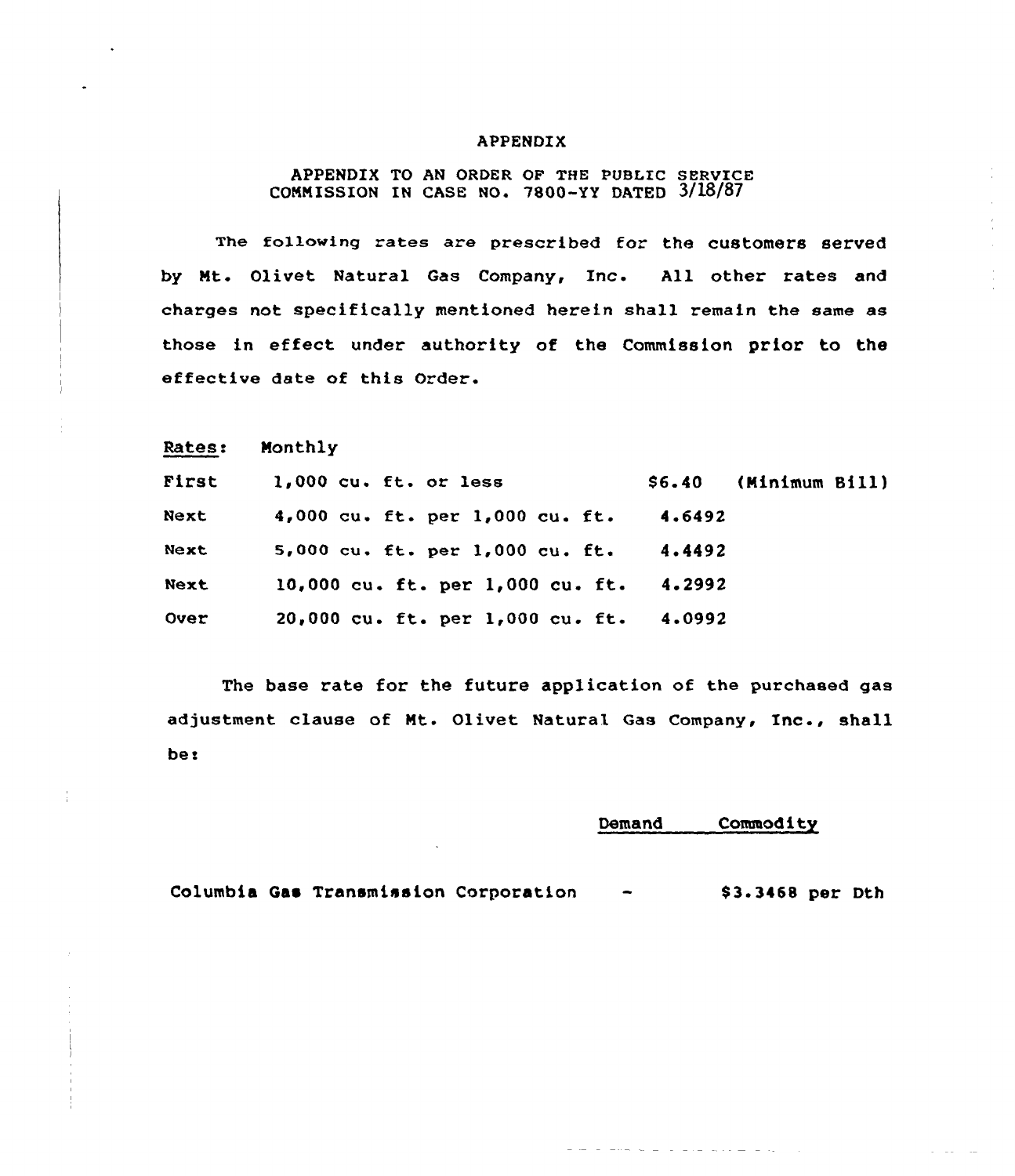# APPENDIX

## APPENDIX TO AN ORDER OF THE PUBLIC SERVICE COMMISSION IN CASE NO. 7800-YY DATED 3/18/87

The following rates are prescribed for the customers served by Mt. Olivet Natural Gas Company, Inc. All other rates and charges not specifically mentioned herein shall remain the same as those in effect under authority of the Commission prior to the effective date of this Order.

Rates: Monthly

| | | | |
|---|---|---|---|
| First | 1,000 cu. ft. or less | $6.40 | (Minimum Bill) |
| Next | 4,000 cu. ft. per 1,000 cu. ft. | 4.6492 | |
| Next | 5,000 cu. ft. per 1,000 cu. ft. | 4.4492 | |
| Next | 10,000 cu. ft. per 1,000 cu. ft. | 4.2992 | |
| Over | 20,000 cu. ft. per 1,000 cu. ft. | 4.0992 | |

The base rate for the future application of the purchased gas adjustment clause of Mt. Olivet Natural Gas Company, Inc., shall be:

| | Demand | Commodity |
|---|---|---|
| Columbia Gas Transmission Corporation | - | $3.3468 per Dth |